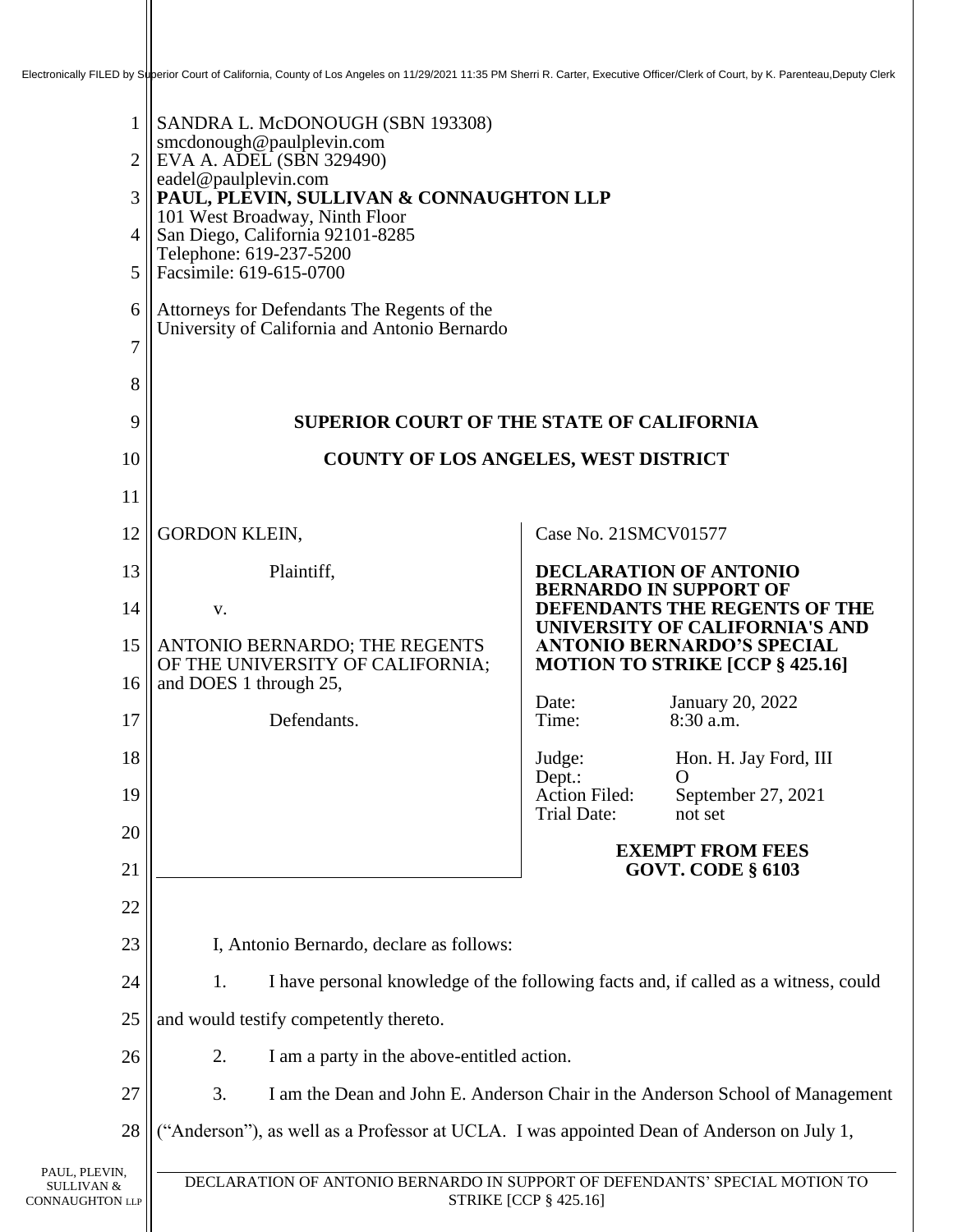Electronically FILED by Superior Court of California, County of Los Angeles on 11/29/2021 11:35 PM Sherri R. Carter, Executive Officer/Clerk of Court, by K. Parenteau,Deputy Clerk

SANDRA L. McDONOUGH (SBN 193308)
smcdonough@paulplevin.com
EVA A. ADEL (SBN 329490)
eadel@paulplevin.com
**PAUL, PLEVIN, SULLIVAN & CONNAUGHTON LLP**
101 West Broadway, Ninth Floor
San Diego, California 92101-8285
Telephone: 619-237-5200
Facsimile: 619-615-0700

Attorneys for Defendants The Regents of the University of California and Antonio Bernardo

**SUPERIOR COURT OF THE STATE OF CALIFORNIA**

**COUNTY OF LOS ANGELES, WEST DISTRICT**

GORDON KLEIN,

Plaintiff,

v.

ANTONIO BERNARDO; THE REGENTS OF THE UNIVERSITY OF CALIFORNIA; and DOES 1 through 25,

Defendants.

Case No. 21SMCV01577

**DECLARATION OF ANTONIO BERNARDO IN SUPPORT OF DEFENDANTS THE REGENTS OF THE UNIVERSITY OF CALIFORNIA'S AND ANTONIO BERNARDO'S SPECIAL MOTION TO STRIKE [CCP § 425.16]**

Date: January 20, 2022
Time: 8:30 a.m.

Judge: Hon. H. Jay Ford, III
Dept.: O
Action Filed: September 27, 2021
Trial Date: not set

**EXEMPT FROM FEES GOVT. CODE § 6103**

I, Antonio Bernardo, declare as follows:

1. I have personal knowledge of the following facts and, if called as a witness, could and would testify competently thereto.

2. I am a party in the above-entitled action.

3. I am the Dean and John E. Anderson Chair in the Anderson School of Management ("Anderson"), as well as a Professor at UCLA. I was appointed Dean of Anderson on July 1,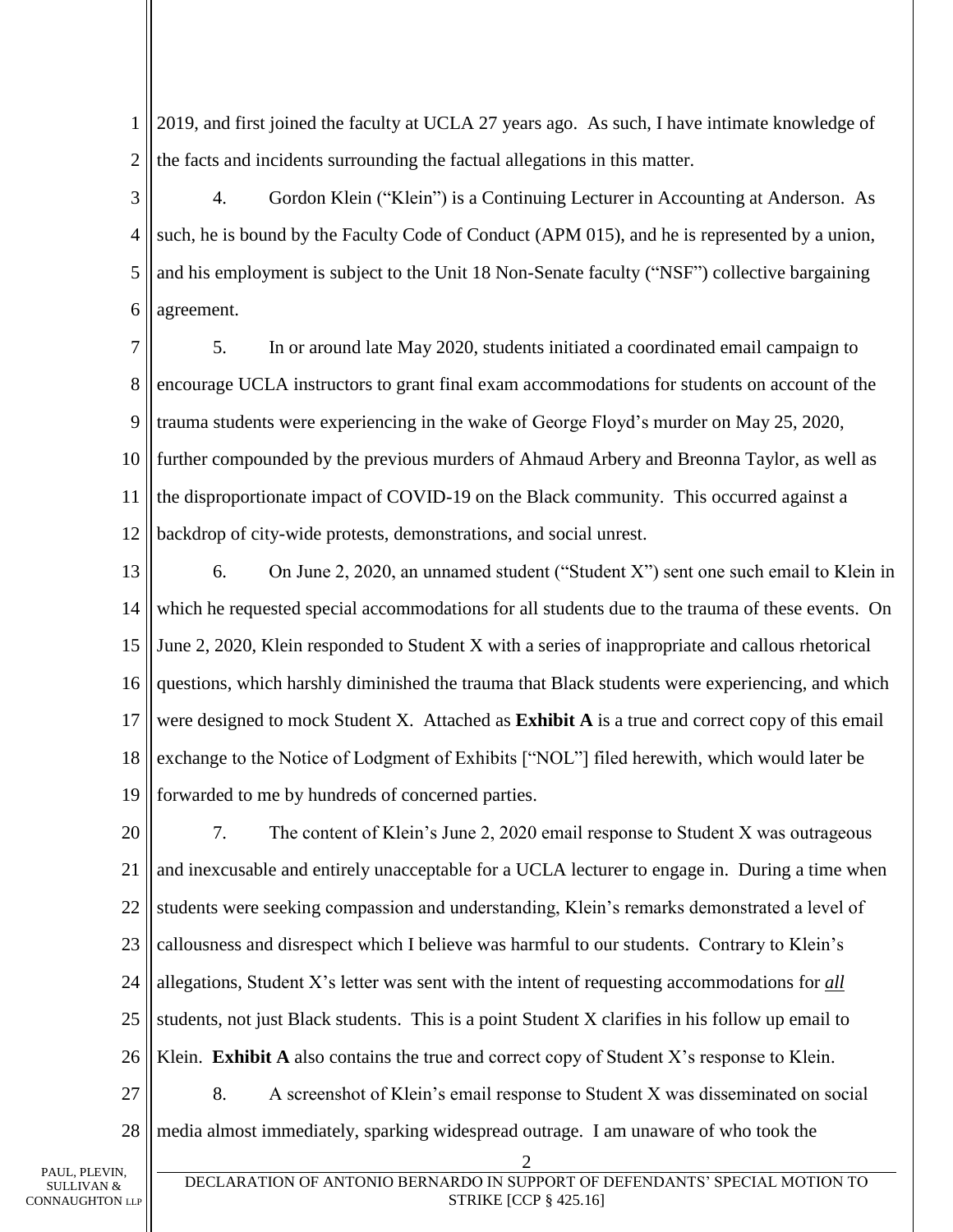2019, and first joined the faculty at UCLA 27 years ago. As such, I have intimate knowledge of the facts and incidents surrounding the factual allegations in this matter.

4. Gordon Klein ("Klein") is a Continuing Lecturer in Accounting at Anderson. As such, he is bound by the Faculty Code of Conduct (APM 015), and he is represented by a union, and his employment is subject to the Unit 18 Non-Senate faculty ("NSF") collective bargaining agreement.

5. In or around late May 2020, students initiated a coordinated email campaign to encourage UCLA instructors to grant final exam accommodations for students on account of the trauma students were experiencing in the wake of George Floyd's murder on May 25, 2020, further compounded by the previous murders of Ahmaud Arbery and Breonna Taylor, as well as the disproportionate impact of COVID-19 on the Black community. This occurred against a backdrop of city-wide protests, demonstrations, and social unrest.

6. On June 2, 2020, an unnamed student ("Student X") sent one such email to Klein in which he requested special accommodations for all students due to the trauma of these events. On June 2, 2020, Klein responded to Student X with a series of inappropriate and callous rhetorical questions, which harshly diminished the trauma that Black students were experiencing, and which were designed to mock Student X. Attached as **Exhibit A** is a true and correct copy of this email exchange to the Notice of Lodgment of Exhibits ["NOL"] filed herewith, which would later be forwarded to me by hundreds of concerned parties.

7. The content of Klein's June 2, 2020 email response to Student X was outrageous and inexcusable and entirely unacceptable for a UCLA lecturer to engage in. During a time when students were seeking compassion and understanding, Klein's remarks demonstrated a level of callousness and disrespect which I believe was harmful to our students. Contrary to Klein's allegations, Student X's letter was sent with the intent of requesting accommodations for ***all*** students, not just Black students. This is a point Student X clarifies in his follow up email to Klein. **Exhibit A** also contains the true and correct copy of Student X's response to Klein.

8. A screenshot of Klein's email response to Student X was disseminated on social media almost immediately, sparking widespread outrage. I am unaware of who took the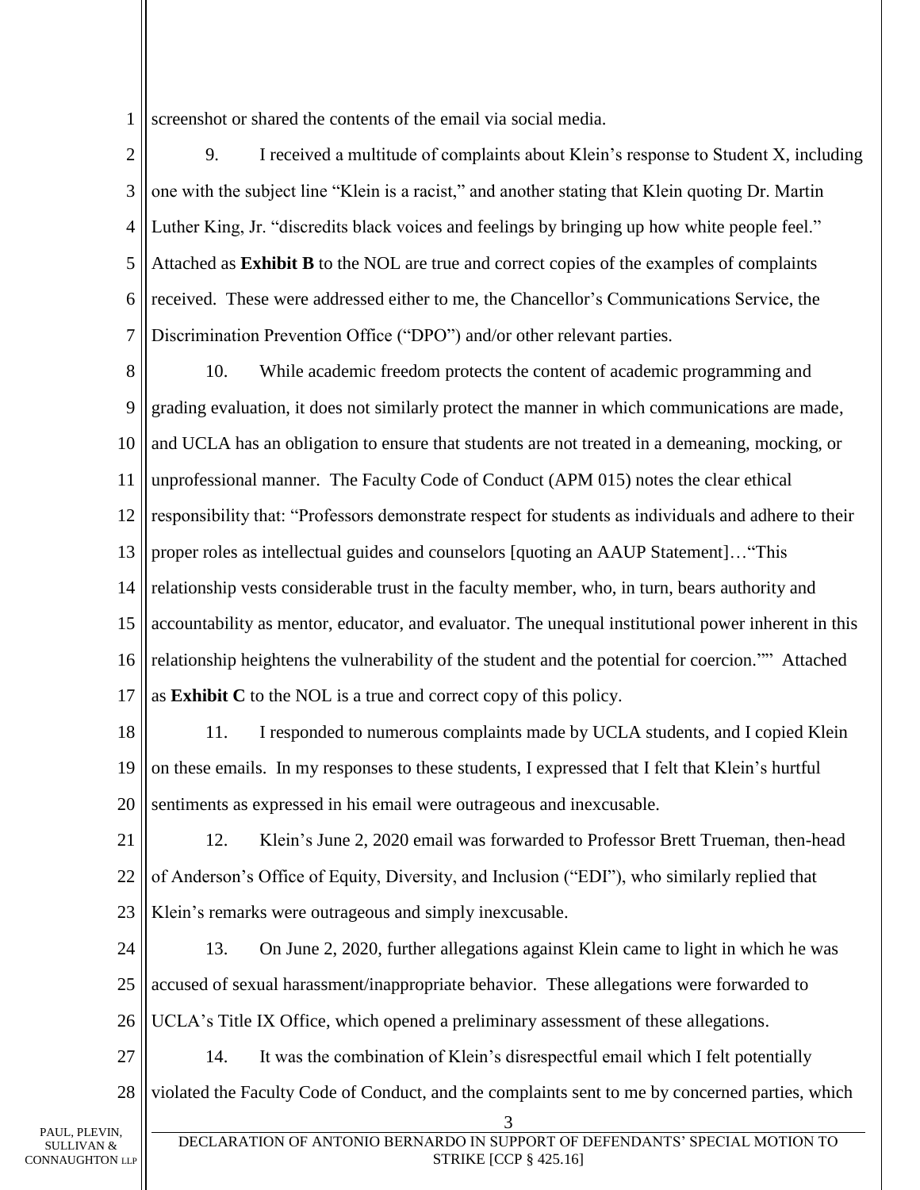screenshot or shared the contents of the email via social media.

9. I received a multitude of complaints about Klein's response to Student X, including one with the subject line "Klein is a racist," and another stating that Klein quoting Dr. Martin Luther King, Jr. "discredits black voices and feelings by bringing up how white people feel." Attached as **Exhibit B** to the NOL are true and correct copies of the examples of complaints received. These were addressed either to me, the Chancellor's Communications Service, the Discrimination Prevention Office ("DPO") and/or other relevant parties.

10. While academic freedom protects the content of academic programming and grading evaluation, it does not similarly protect the manner in which communications are made, and UCLA has an obligation to ensure that students are not treated in a demeaning, mocking, or unprofessional manner. The Faculty Code of Conduct (APM 015) notes the clear ethical responsibility that: "Professors demonstrate respect for students as individuals and adhere to their proper roles as intellectual guides and counselors [quoting an AAUP Statement]…"This relationship vests considerable trust in the faculty member, who, in turn, bears authority and accountability as mentor, educator, and evaluator. The unequal institutional power inherent in this relationship heightens the vulnerability of the student and the potential for coercion."" Attached as **Exhibit C** to the NOL is a true and correct copy of this policy.

11. I responded to numerous complaints made by UCLA students, and I copied Klein on these emails. In my responses to these students, I expressed that I felt that Klein's hurtful sentiments as expressed in his email were outrageous and inexcusable.

12. Klein's June 2, 2020 email was forwarded to Professor Brett Trueman, then-head of Anderson's Office of Equity, Diversity, and Inclusion ("EDI"), who similarly replied that Klein's remarks were outrageous and simply inexcusable.

13. On June 2, 2020, further allegations against Klein came to light in which he was accused of sexual harassment/inappropriate behavior. These allegations were forwarded to UCLA's Title IX Office, which opened a preliminary assessment of these allegations.

14. It was the combination of Klein's disrespectful email which I felt potentially violated the Faculty Code of Conduct, and the complaints sent to me by concerned parties, which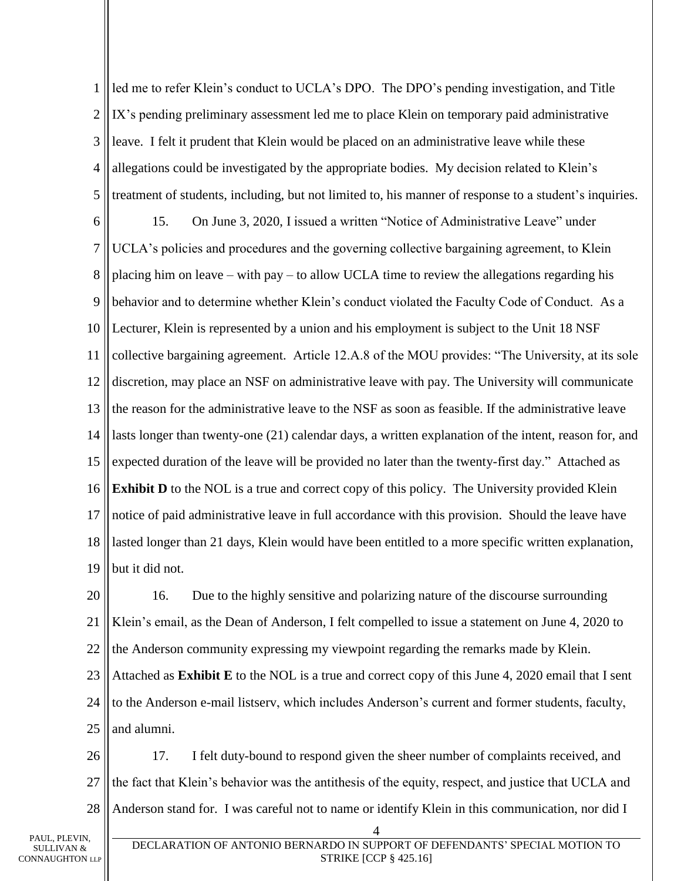led me to refer Klein's conduct to UCLA's DPO. The DPO's pending investigation, and Title IX's pending preliminary assessment led me to place Klein on temporary paid administrative leave. I felt it prudent that Klein would be placed on an administrative leave while these allegations could be investigated by the appropriate bodies. My decision related to Klein's treatment of students, including, but not limited to, his manner of response to a student's inquiries.

15. On June 3, 2020, I issued a written "Notice of Administrative Leave" under UCLA's policies and procedures and the governing collective bargaining agreement, to Klein placing him on leave – with pay – to allow UCLA time to review the allegations regarding his behavior and to determine whether Klein's conduct violated the Faculty Code of Conduct. As a Lecturer, Klein is represented by a union and his employment is subject to the Unit 18 NSF collective bargaining agreement. Article 12.A.8 of the MOU provides: "The University, at its sole discretion, may place an NSF on administrative leave with pay. The University will communicate the reason for the administrative leave to the NSF as soon as feasible. If the administrative leave lasts longer than twenty-one (21) calendar days, a written explanation of the intent, reason for, and expected duration of the leave will be provided no later than the twenty-first day." Attached as **Exhibit D** to the NOL is a true and correct copy of this policy. The University provided Klein notice of paid administrative leave in full accordance with this provision. Should the leave have lasted longer than 21 days, Klein would have been entitled to a more specific written explanation, but it did not.

16. Due to the highly sensitive and polarizing nature of the discourse surrounding Klein's email, as the Dean of Anderson, I felt compelled to issue a statement on June 4, 2020 to the Anderson community expressing my viewpoint regarding the remarks made by Klein. Attached as **Exhibit E** to the NOL is a true and correct copy of this June 4, 2020 email that I sent to the Anderson e-mail listserv, which includes Anderson's current and former students, faculty, and alumni.

17. I felt duty-bound to respond given the sheer number of complaints received, and the fact that Klein's behavior was the antithesis of the equity, respect, and justice that UCLA and Anderson stand for. I was careful not to name or identify Klein in this communication, nor did I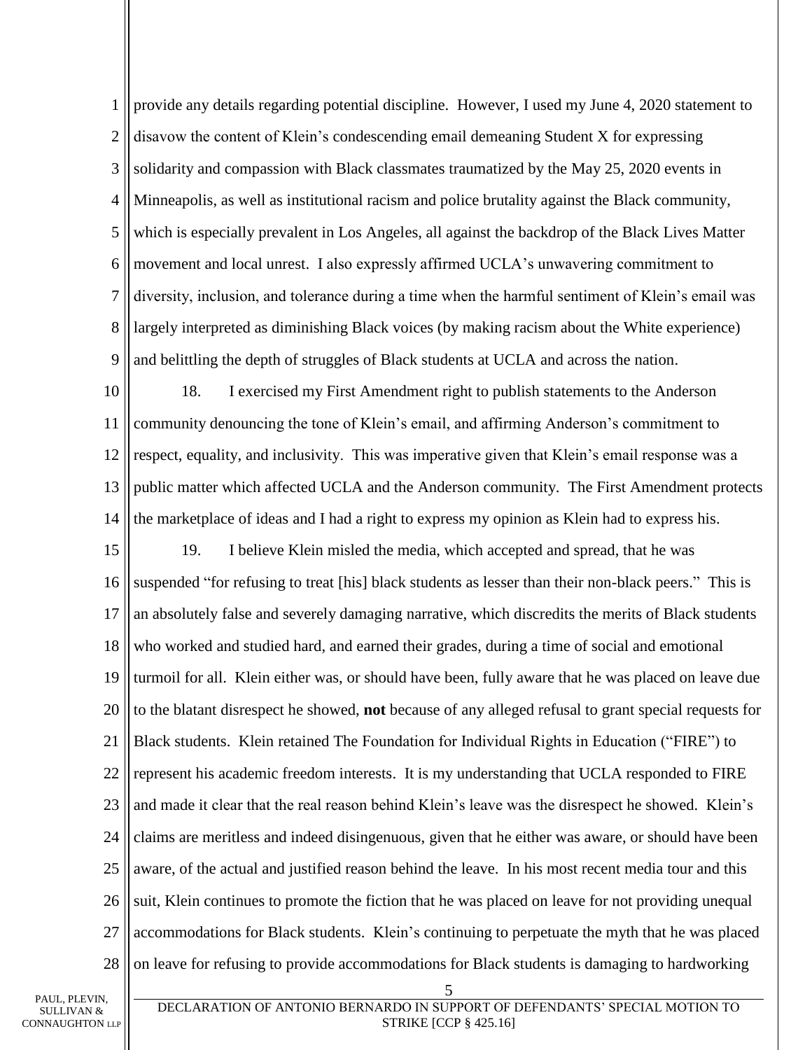provide any details regarding potential discipline. However, I used my June 4, 2020 statement to disavow the content of Klein's condescending email demeaning Student X for expressing solidarity and compassion with Black classmates traumatized by the May 25, 2020 events in Minneapolis, as well as institutional racism and police brutality against the Black community, which is especially prevalent in Los Angeles, all against the backdrop of the Black Lives Matter movement and local unrest. I also expressly affirmed UCLA's unwavering commitment to diversity, inclusion, and tolerance during a time when the harmful sentiment of Klein's email was largely interpreted as diminishing Black voices (by making racism about the White experience) and belittling the depth of struggles of Black students at UCLA and across the nation.

18. I exercised my First Amendment right to publish statements to the Anderson community denouncing the tone of Klein's email, and affirming Anderson's commitment to respect, equality, and inclusivity. This was imperative given that Klein's email response was a public matter which affected UCLA and the Anderson community. The First Amendment protects the marketplace of ideas and I had a right to express my opinion as Klein had to express his.

19. I believe Klein misled the media, which accepted and spread, that he was suspended "for refusing to treat [his] black students as lesser than their non-black peers." This is an absolutely false and severely damaging narrative, which discredits the merits of Black students who worked and studied hard, and earned their grades, during a time of social and emotional turmoil for all. Klein either was, or should have been, fully aware that he was placed on leave due to the blatant disrespect he showed, **not** because of any alleged refusal to grant special requests for Black students. Klein retained The Foundation for Individual Rights in Education ("FIRE") to represent his academic freedom interests. It is my understanding that UCLA responded to FIRE and made it clear that the real reason behind Klein's leave was the disrespect he showed. Klein's claims are meritless and indeed disingenuous, given that he either was aware, or should have been aware, of the actual and justified reason behind the leave. In his most recent media tour and this suit, Klein continues to promote the fiction that he was placed on leave for not providing unequal accommodations for Black students. Klein's continuing to perpetuate the myth that he was placed on leave for refusing to provide accommodations for Black students is damaging to hardworking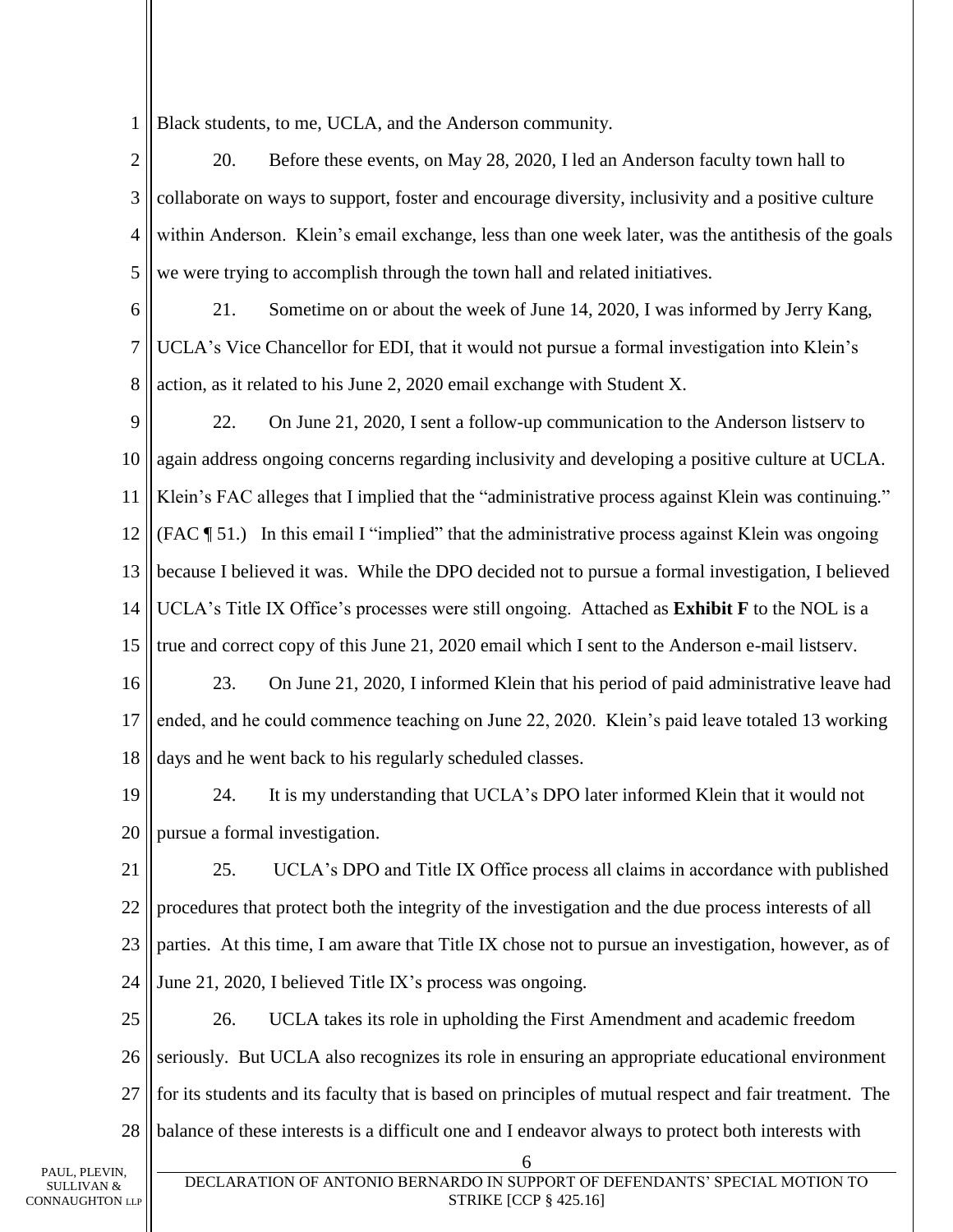Black students, to me, UCLA, and the Anderson community.

20. Before these events, on May 28, 2020, I led an Anderson faculty town hall to collaborate on ways to support, foster and encourage diversity, inclusivity and a positive culture within Anderson. Klein's email exchange, less than one week later, was the antithesis of the goals we were trying to accomplish through the town hall and related initiatives.

21. Sometime on or about the week of June 14, 2020, I was informed by Jerry Kang, UCLA's Vice Chancellor for EDI, that it would not pursue a formal investigation into Klein's action, as it related to his June 2, 2020 email exchange with Student X.

22. On June 21, 2020, I sent a follow-up communication to the Anderson listserv to again address ongoing concerns regarding inclusivity and developing a positive culture at UCLA. Klein's FAC alleges that I implied that the "administrative process against Klein was continuing." (FAC ¶ 51.) In this email I "implied" that the administrative process against Klein was ongoing because I believed it was. While the DPO decided not to pursue a formal investigation, I believed UCLA's Title IX Office's processes were still ongoing. Attached as **Exhibit F** to the NOL is a true and correct copy of this June 21, 2020 email which I sent to the Anderson e-mail listserv.

23. On June 21, 2020, I informed Klein that his period of paid administrative leave had ended, and he could commence teaching on June 22, 2020. Klein's paid leave totaled 13 working days and he went back to his regularly scheduled classes.

24. It is my understanding that UCLA's DPO later informed Klein that it would not pursue a formal investigation.

25. UCLA's DPO and Title IX Office process all claims in accordance with published procedures that protect both the integrity of the investigation and the due process interests of all parties. At this time, I am aware that Title IX chose not to pursue an investigation, however, as of June 21, 2020, I believed Title IX's process was ongoing.

26. UCLA takes its role in upholding the First Amendment and academic freedom seriously. But UCLA also recognizes its role in ensuring an appropriate educational environment for its students and its faculty that is based on principles of mutual respect and fair treatment. The balance of these interests is a difficult one and I endeavor always to protect both interests with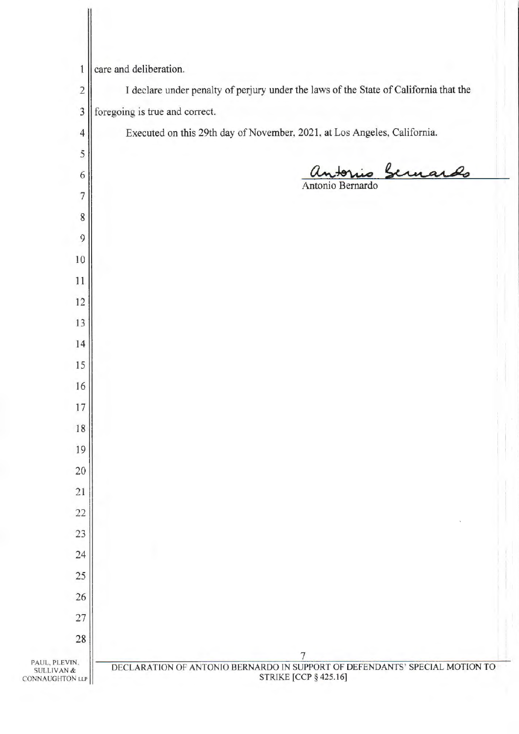care and deliberation.

I declare under penalty of perjury under the laws of the State of California that the foregoing is true and correct.

Executed on this 29th day of November, 2021, at Los Angeles, California.

Antonio Bernardo

Antonio Bernardo

PAUL, PLEVIN, SULLIVAN & CONNAUGHTON LLP

DECLARATION OF ANTONIO BERNARDO IN SUPPORT OF DEFENDANTS' SPECIAL MOTION TO STRIKE [CCP § 425.16]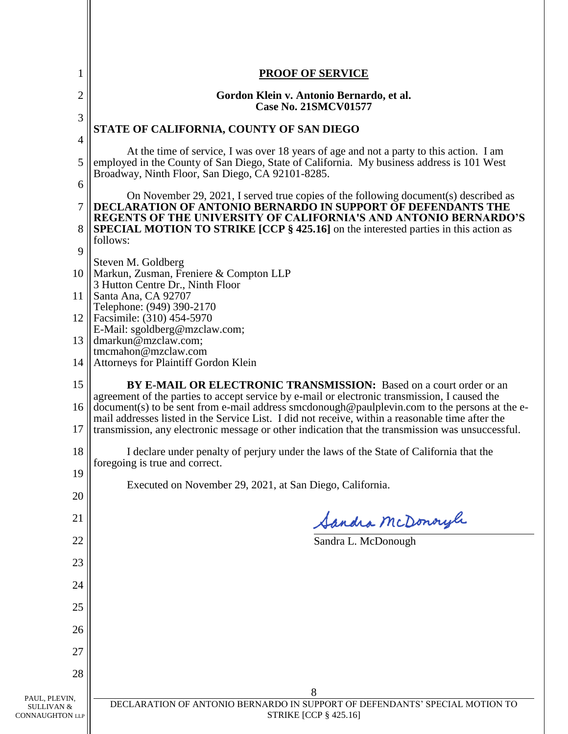## PROOF OF SERVICE

**Gordon Klein v. Antonio Bernardo, et al.**
**Case No. 21SMCV01577**

**STATE OF CALIFORNIA, COUNTY OF SAN DIEGO**

At the time of service, I was over 18 years of age and not a party to this action. I am employed in the County of San Diego, State of California. My business address is 101 West Broadway, Ninth Floor, San Diego, CA 92101-8285.

On November 29, 2021, I served true copies of the following document(s) described as **DECLARATION OF ANTONIO BERNARDO IN SUPPORT OF DEFENDANTS THE REGENTS OF THE UNIVERSITY OF CALIFORNIA'S AND ANTONIO BERNARDO'S SPECIAL MOTION TO STRIKE [CCP § 425.16]** on the interested parties in this action as follows:

Steven M. Goldberg
Markun, Zusman, Freniere & Compton LLP
3 Hutton Centre Dr., Ninth Floor
Santa Ana, CA 92707
Telephone: (949) 390-2170
Facsimile: (310) 454-5970
E-Mail: sgoldberg@mzclaw.com; dmarkun@mzclaw.com; tmcmahon@mzclaw.com
Attorneys for Plaintiff Gordon Klein

**BY E-MAIL OR ELECTRONIC TRANSMISSION:** Based on a court order or an agreement of the parties to accept service by e-mail or electronic transmission, I caused the document(s) to be sent from e-mail address smcdonough@paulplevin.com to the persons at the e-mail addresses listed in the Service List. I did not receive, within a reasonable time after the transmission, any electronic message or other indication that the transmission was unsuccessful.

I declare under penalty of perjury under the laws of the State of California that the foregoing is true and correct.

Executed on November 29, 2021, at San Diego, California.

Sandra McDonough

Sandra L. McDonough